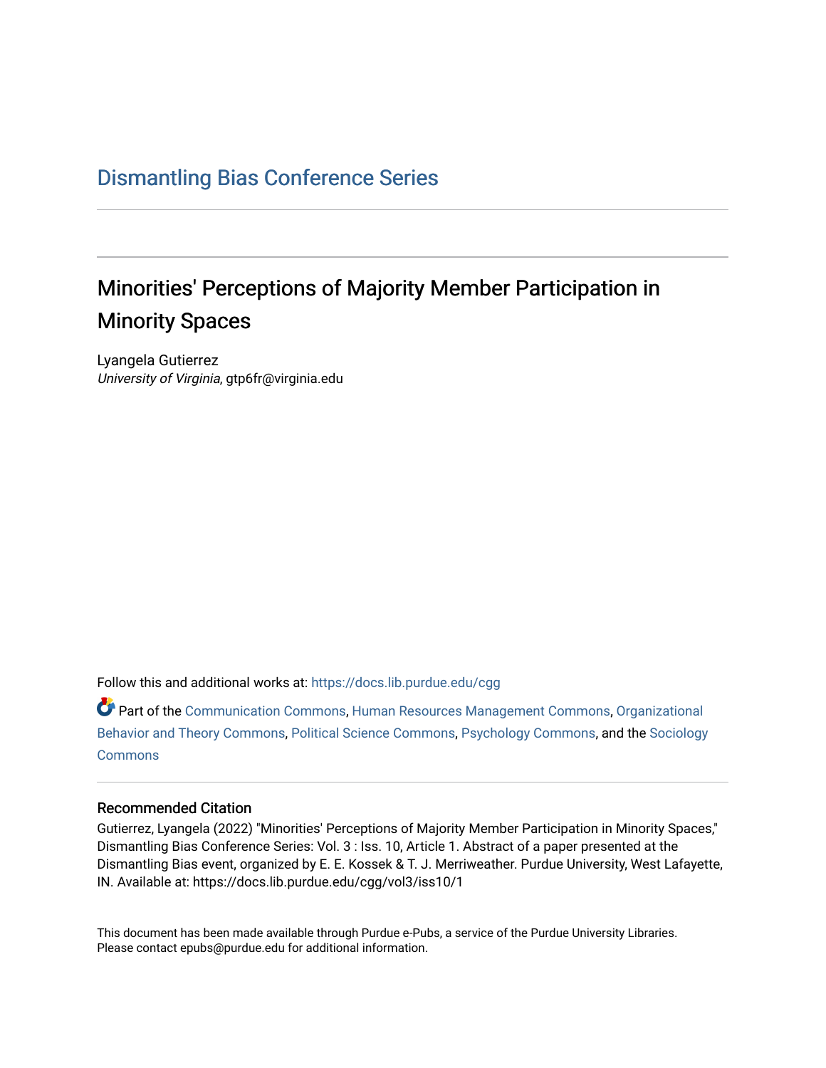Dismantling Bias Conference Series

# Minorities' Perceptions of Majority Member Participation in Minority Spaces

Lyangela Gutierrez
*University of Virginia*, gtp6fr@virginia.edu

Follow this and additional works at: https://docs.lib.purdue.edu/cgg

Part of the Communication Commons, Human Resources Management Commons, Organizational Behavior and Theory Commons, Political Science Commons, Psychology Commons, and the Sociology Commons

### Recommended Citation

Gutierrez, Lyangela (2022) "Minorities' Perceptions of Majority Member Participation in Minority Spaces," Dismantling Bias Conference Series: Vol. 3 : Iss. 10, Article 1. Abstract of a paper presented at the Dismantling Bias event, organized by E. E. Kossek & T. J. Merriweather. Purdue University, West Lafayette, IN. Available at: https://docs.lib.purdue.edu/cgg/vol3/iss10/1

This document has been made available through Purdue e-Pubs, a service of the Purdue University Libraries. Please contact epubs@purdue.edu for additional information.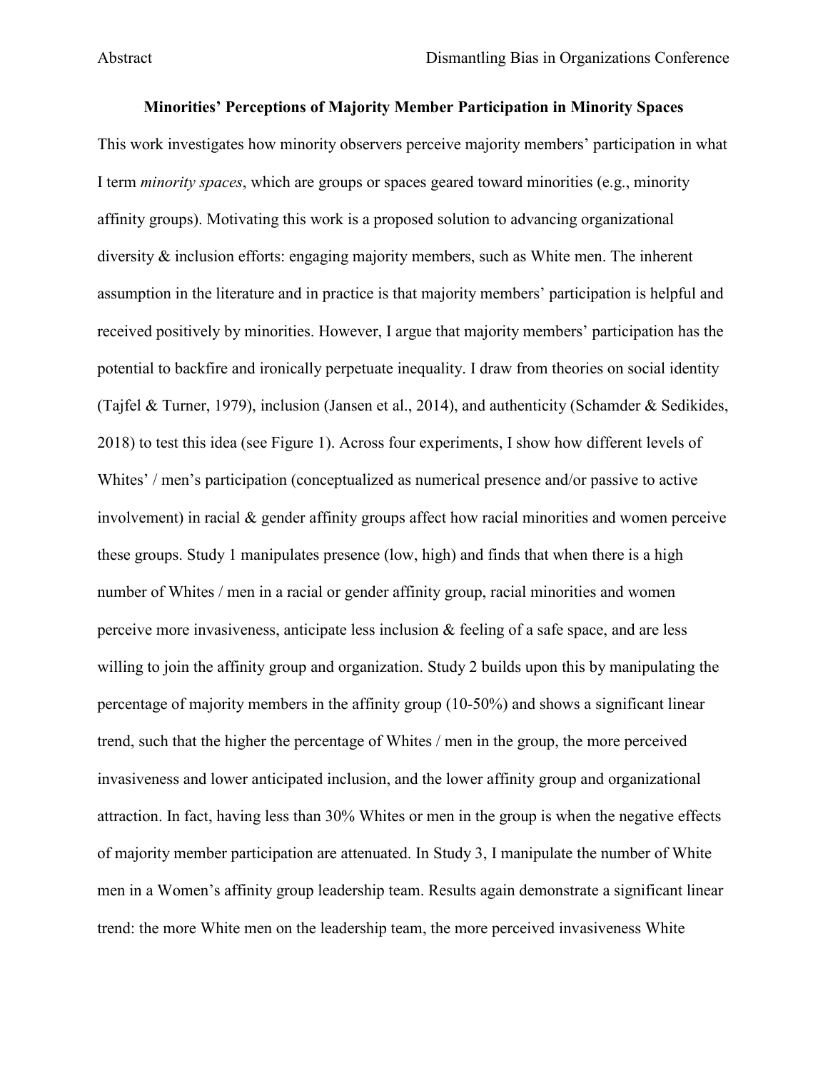**Minorities' Perceptions of Majority Member Participation in Minority Spaces**

This work investigates how minority observers perceive majority members' participation in what I term *minority spaces*, which are groups or spaces geared toward minorities (e.g., minority affinity groups). Motivating this work is a proposed solution to advancing organizational diversity & inclusion efforts: engaging majority members, such as White men. The inherent assumption in the literature and in practice is that majority members' participation is helpful and received positively by minorities. However, I argue that majority members' participation has the potential to backfire and ironically perpetuate inequality. I draw from theories on social identity (Tajfel & Turner, 1979), inclusion (Jansen et al., 2014), and authenticity (Schamder & Sedikides, 2018) to test this idea (see Figure 1). Across four experiments, I show how different levels of Whites' / men's participation (conceptualized as numerical presence and/or passive to active involvement) in racial & gender affinity groups affect how racial minorities and women perceive these groups. Study 1 manipulates presence (low, high) and finds that when there is a high number of Whites / men in a racial or gender affinity group, racial minorities and women perceive more invasiveness, anticipate less inclusion & feeling of a safe space, and are less willing to join the affinity group and organization. Study 2 builds upon this by manipulating the percentage of majority members in the affinity group (10-50%) and shows a significant linear trend, such that the higher the percentage of Whites / men in the group, the more perceived invasiveness and lower anticipated inclusion, and the lower affinity group and organizational attraction. In fact, having less than 30% Whites or men in the group is when the negative effects of majority member participation are attenuated. In Study 3, I manipulate the number of White men in a Women's affinity group leadership team. Results again demonstrate a significant linear trend: the more White men on the leadership team, the more perceived invasiveness White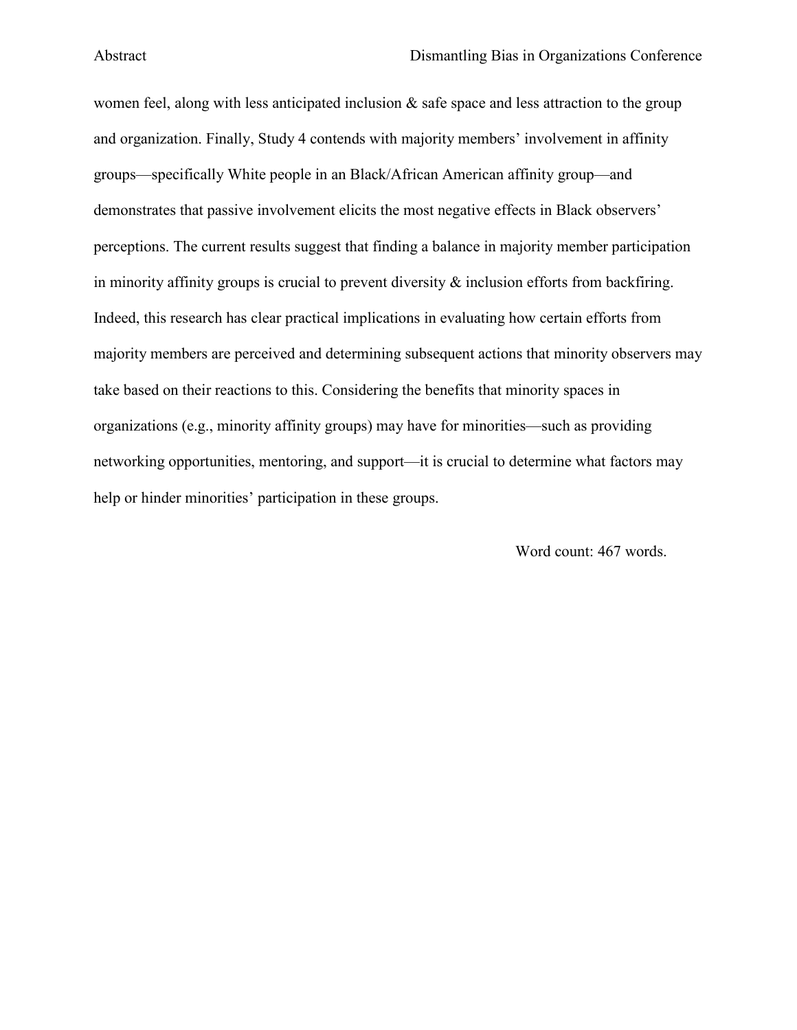women feel, along with less anticipated inclusion & safe space and less attraction to the group and organization. Finally, Study 4 contends with majority members' involvement in affinity groups—specifically White people in an Black/African American affinity group—and demonstrates that passive involvement elicits the most negative effects in Black observers' perceptions. The current results suggest that finding a balance in majority member participation in minority affinity groups is crucial to prevent diversity & inclusion efforts from backfiring. Indeed, this research has clear practical implications in evaluating how certain efforts from majority members are perceived and determining subsequent actions that minority observers may take based on their reactions to this. Considering the benefits that minority spaces in organizations (e.g., minority affinity groups) may have for minorities—such as providing networking opportunities, mentoring, and support—it is crucial to determine what factors may help or hinder minorities' participation in these groups.

Word count: 467 words.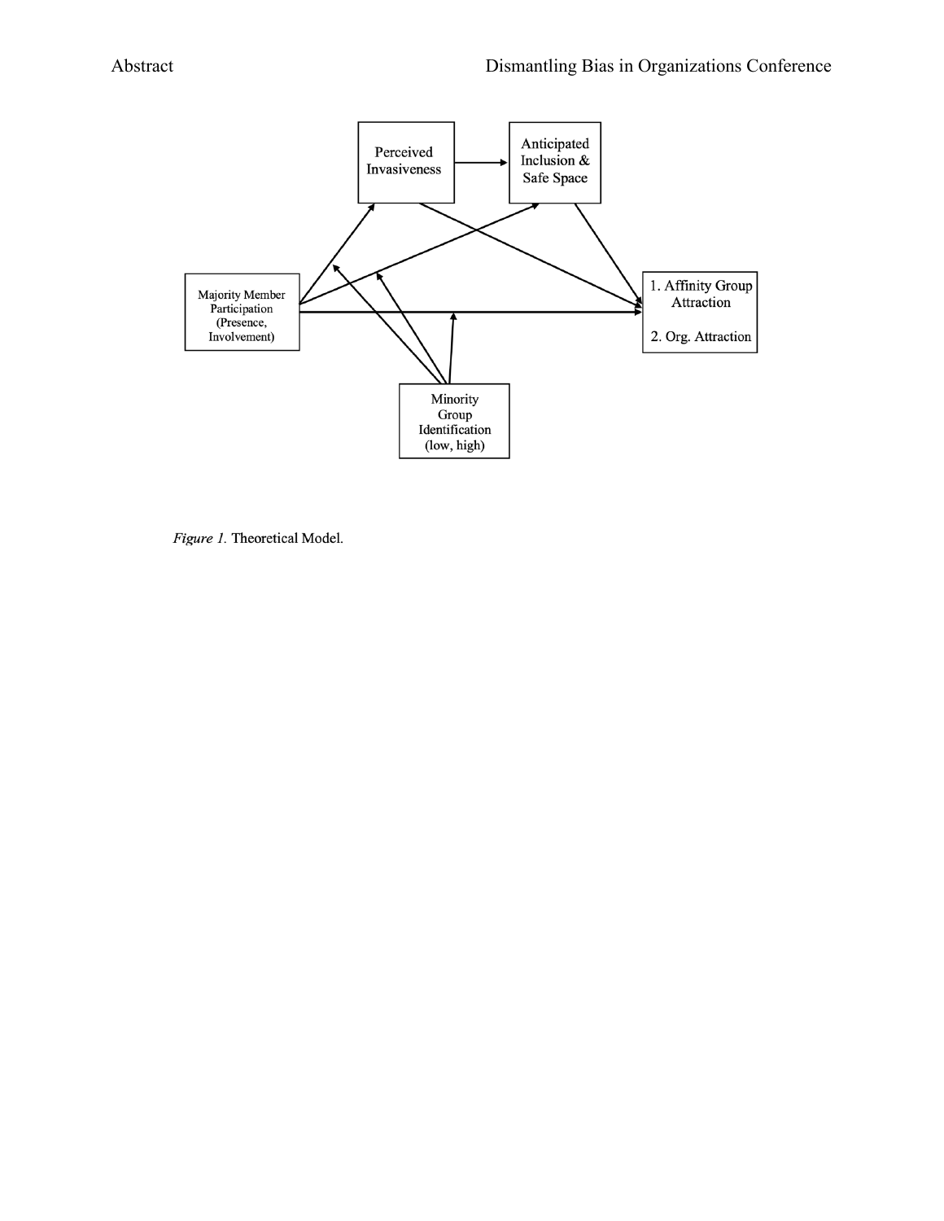Perceived Invasiveness

Anticipated Inclusion & Safe Space

Majority Member Participation (Presence, Involvement)

1. Affinity Group Attraction

2. Org. Attraction

Minority Group Identification (low, high)

*Figure 1.* Theoretical Model.